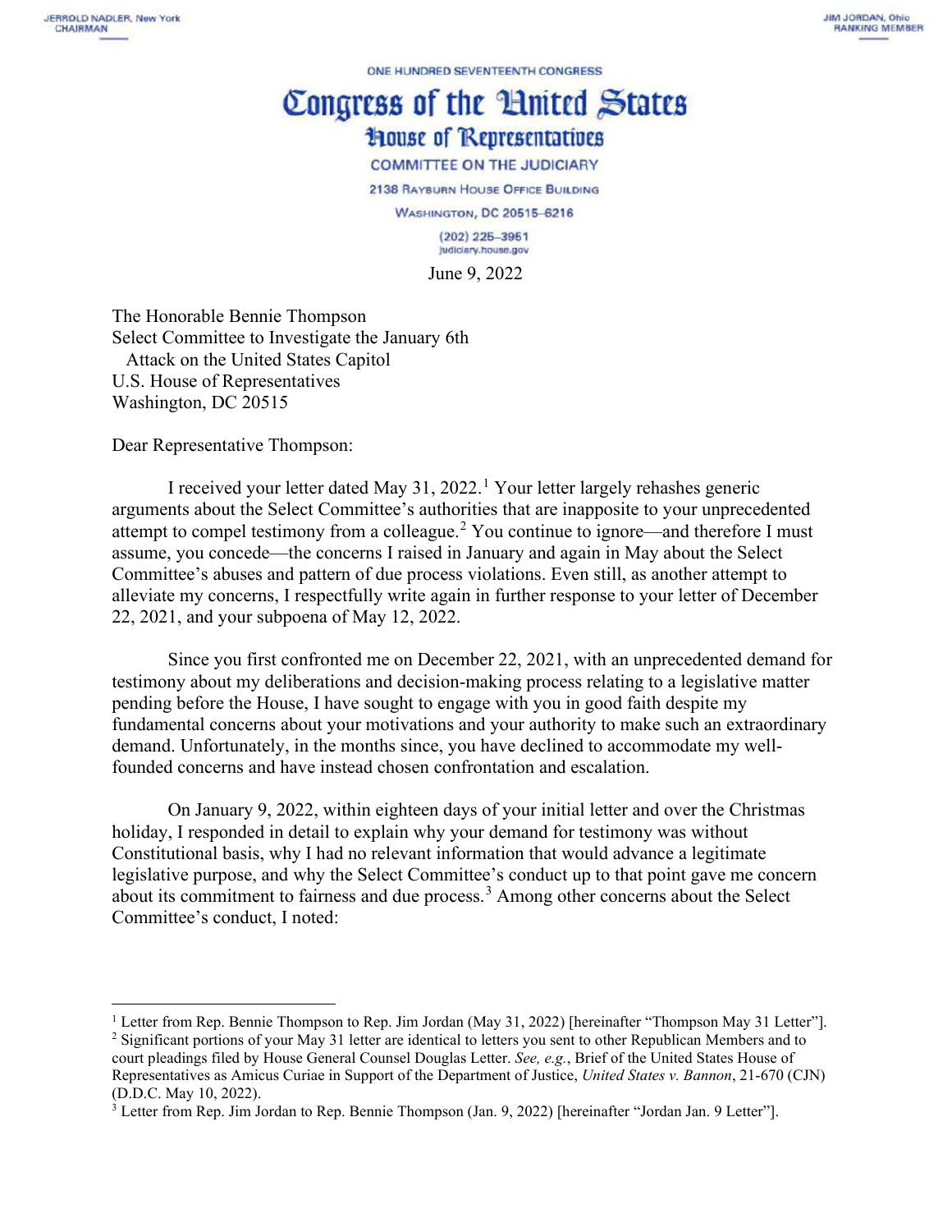JERROLD NADLER, New York
CHAIRMAN

JIM JORDAN, Ohio
RANKING MEMBER

ONE HUNDRED SEVENTEENTH CONGRESS

# Congress of the United States

## House of Representatives

COMMITTEE ON THE JUDICIARY

2138 RAYBURN HOUSE OFFICE BUILDING

WASHINGTON, DC 20515–6216

(202) 225–3951
judiciary.house.gov

June 9, 2022

The Honorable Bennie Thompson
Select Committee to Investigate the January 6th
Attack on the United States Capitol
U.S. House of Representatives
Washington, DC 20515

Dear Representative Thompson:

I received your letter dated May 31, 2022.[1] Your letter largely rehashes generic arguments about the Select Committee's authorities that are inapposite to your unprecedented attempt to compel testimony from a colleague.[2] You continue to ignore—and therefore I must assume, you concede—the concerns I raised in January and again in May about the Select Committee's abuses and pattern of due process violations. Even still, as another attempt to alleviate my concerns, I respectfully write again in further response to your letter of December 22, 2021, and your subpoena of May 12, 2022.

Since you first confronted me on December 22, 2021, with an unprecedented demand for testimony about my deliberations and decision-making process relating to a legislative matter pending before the House, I have sought to engage with you in good faith despite my fundamental concerns about your motivations and your authority to make such an extraordinary demand. Unfortunately, in the months since, you have declined to accommodate my well-founded concerns and have instead chosen confrontation and escalation.

On January 9, 2022, within eighteen days of your initial letter and over the Christmas holiday, I responded in detail to explain why your demand for testimony was without Constitutional basis, why I had no relevant information that would advance a legitimate legislative purpose, and why the Select Committee's conduct up to that point gave me concern about its commitment to fairness and due process.[3] Among other concerns about the Select Committee's conduct, I noted:

---

[1] Letter from Rep. Bennie Thompson to Rep. Jim Jordan (May 31, 2022) [hereinafter "Thompson May 31 Letter"].

[2] Significant portions of your May 31 letter are identical to letters you sent to other Republican Members and to court pleadings filed by House General Counsel Douglas Letter. *See, e.g.*, Brief of the United States House of Representatives as Amicus Curiae in Support of the Department of Justice, *United States v. Bannon*, 21-670 (CJN) (D.D.C. May 10, 2022).

[3] Letter from Rep. Jim Jordan to Rep. Bennie Thompson (Jan. 9, 2022) [hereinafter "Jordan Jan. 9 Letter"].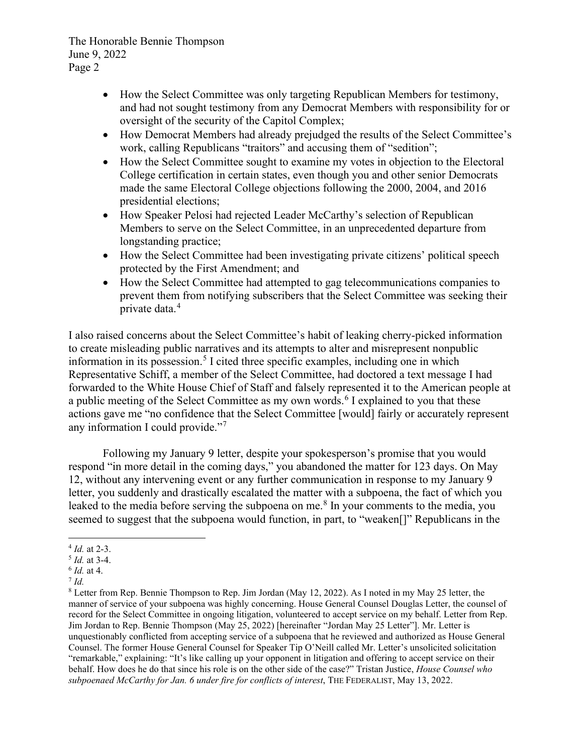- How the Select Committee was only targeting Republican Members for testimony, and had not sought testimony from any Democrat Members with responsibility for or oversight of the security of the Capitol Complex;
- How Democrat Members had already prejudged the results of the Select Committee's work, calling Republicans "traitors" and accusing them of "sedition";
- How the Select Committee sought to examine my votes in objection to the Electoral College certification in certain states, even though you and other senior Democrats made the same Electoral College objections following the 2000, 2004, and 2016 presidential elections;
- How Speaker Pelosi had rejected Leader McCarthy's selection of Republican Members to serve on the Select Committee, in an unprecedented departure from longstanding practice;
- How the Select Committee had been investigating private citizens' political speech protected by the First Amendment; and
- How the Select Committee had attempted to gag telecommunications companies to prevent them from notifying subscribers that the Select Committee was seeking their private data.[4]

I also raised concerns about the Select Committee's habit of leaking cherry-picked information to create misleading public narratives and its attempts to alter and misrepresent nonpublic information in its possession.[5] I cited three specific examples, including one in which Representative Schiff, a member of the Select Committee, had doctored a text message I had forwarded to the White House Chief of Staff and falsely represented it to the American people at a public meeting of the Select Committee as my own words.[6] I explained to you that these actions gave me "no confidence that the Select Committee [would] fairly or accurately represent any information I could provide."[7]

Following my January 9 letter, despite your spokesperson's promise that you would respond "in more detail in the coming days," you abandoned the matter for 123 days. On May 12, without any intervening event or any further communication in response to my January 9 letter, you suddenly and drastically escalated the matter with a subpoena, the fact of which you leaked to the media before serving the subpoena on me.[8] In your comments to the media, you seemed to suggest that the subpoena would function, in part, to "weaken[]" Republicans in the

---

[4] *Id.* at 2-3.

[5] *Id.* at 3-4.

[6] *Id.* at 4.

[7] *Id.*

[8] Letter from Rep. Bennie Thompson to Rep. Jim Jordan (May 12, 2022). As I noted in my May 25 letter, the manner of service of your subpoena was highly concerning. House General Counsel Douglas Letter, the counsel of record for the Select Committee in ongoing litigation, volunteered to accept service on my behalf. Letter from Rep. Jim Jordan to Rep. Bennie Thompson (May 25, 2022) [hereinafter "Jordan May 25 Letter"]. Mr. Letter is unquestionably conflicted from accepting service of a subpoena that he reviewed and authorized as House General Counsel. The former House General Counsel for Speaker Tip O'Neill called Mr. Letter's unsolicited solicitation "remarkable," explaining: "It's like calling up your opponent in litigation and offering to accept service on their behalf. How does he do that since his role is on the other side of the case?" Tristan Justice, *House Counsel who subpoenaed McCarthy for Jan. 6 under fire for conflicts of interest*, THE FEDERALIST, May 13, 2022.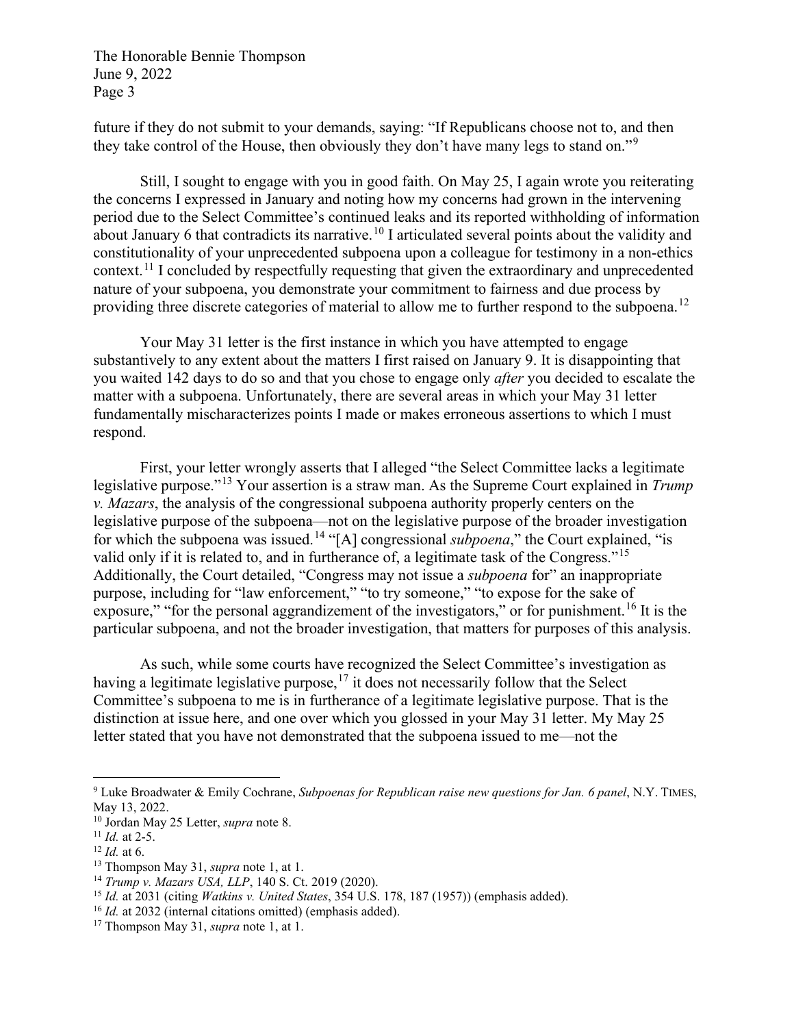future if they do not submit to your demands, saying: "If Republicans choose not to, and then they take control of the House, then obviously they don't have many legs to stand on."[9]

Still, I sought to engage with you in good faith. On May 25, I again wrote you reiterating the concerns I expressed in January and noting how my concerns had grown in the intervening period due to the Select Committee's continued leaks and its reported withholding of information about January 6 that contradicts its narrative.[10] I articulated several points about the validity and constitutionality of your unprecedented subpoena upon a colleague for testimony in a non-ethics context.[11] I concluded by respectfully requesting that given the extraordinary and unprecedented nature of your subpoena, you demonstrate your commitment to fairness and due process by providing three discrete categories of material to allow me to further respond to the subpoena.[12]

Your May 31 letter is the first instance in which you have attempted to engage substantively to any extent about the matters I first raised on January 9. It is disappointing that you waited 142 days to do so and that you chose to engage only *after* you decided to escalate the matter with a subpoena. Unfortunately, there are several areas in which your May 31 letter fundamentally mischaracterizes points I made or makes erroneous assertions to which I must respond.

First, your letter wrongly asserts that I alleged "the Select Committee lacks a legitimate legislative purpose."[13] Your assertion is a straw man. As the Supreme Court explained in *Trump v. Mazars*, the analysis of the congressional subpoena authority properly centers on the legislative purpose of the subpoena—not on the legislative purpose of the broader investigation for which the subpoena was issued.[14] "[A] congressional *subpoena*," the Court explained, "is valid only if it is related to, and in furtherance of, a legitimate task of the Congress."[15] Additionally, the Court detailed, "Congress may not issue a *subpoena* for" an inappropriate purpose, including for "law enforcement," "to try someone," "to expose for the sake of exposure," "for the personal aggrandizement of the investigators," or for punishment.[16] It is the particular subpoena, and not the broader investigation, that matters for purposes of this analysis.

As such, while some courts have recognized the Select Committee's investigation as having a legitimate legislative purpose,[17] it does not necessarily follow that the Select Committee's subpoena to me is in furtherance of a legitimate legislative purpose. That is the distinction at issue here, and one over which you glossed in your May 31 letter. My May 25 letter stated that you have not demonstrated that the subpoena issued to me—not the

---

[9] Luke Broadwater & Emily Cochrane, *Subpoenas for Republican raise new questions for Jan. 6 panel*, N.Y. TIMES, May 13, 2022.

[10] Jordan May 25 Letter, *supra* note 8.

[11] *Id.* at 2-5.

[12] *Id.* at 6.

[13] Thompson May 31, *supra* note 1, at 1.

[14] *Trump v. Mazars USA, LLP*, 140 S. Ct. 2019 (2020).

[15] *Id.* at 2031 (citing *Watkins v. United States*, 354 U.S. 178, 187 (1957)) (emphasis added).

[16] *Id.* at 2032 (internal citations omitted) (emphasis added).

[17] Thompson May 31, *supra* note 1, at 1.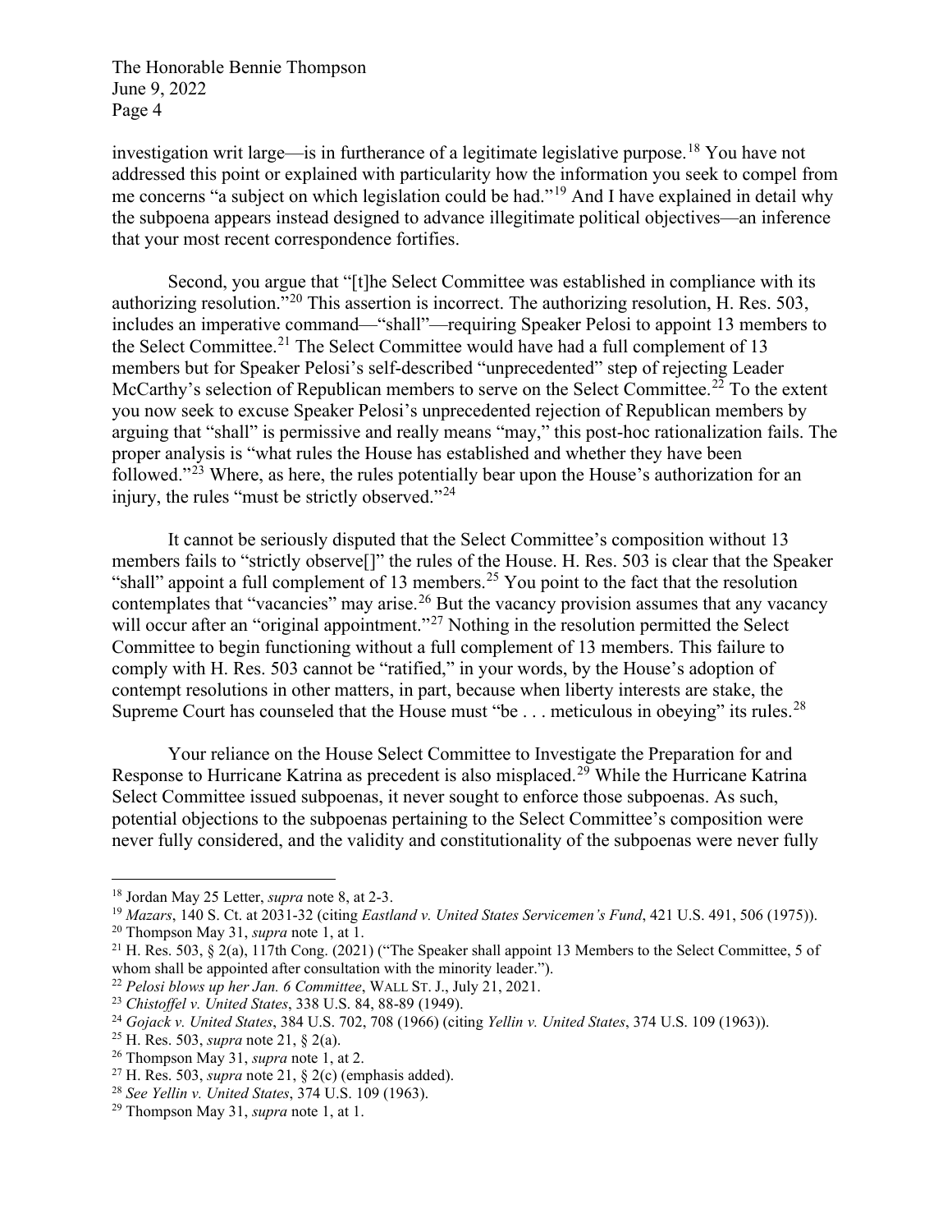investigation writ large—is in furtherance of a legitimate legislative purpose.[18] You have not addressed this point or explained with particularity how the information you seek to compel from me concerns "a subject on which legislation could be had."[19] And I have explained in detail why the subpoena appears instead designed to advance illegitimate political objectives—an inference that your most recent correspondence fortifies.

Second, you argue that "[t]he Select Committee was established in compliance with its authorizing resolution."[20] This assertion is incorrect. The authorizing resolution, H. Res. 503, includes an imperative command—"shall"—requiring Speaker Pelosi to appoint 13 members to the Select Committee.[21] The Select Committee would have had a full complement of 13 members but for Speaker Pelosi's self-described "unprecedented" step of rejecting Leader McCarthy's selection of Republican members to serve on the Select Committee.[22] To the extent you now seek to excuse Speaker Pelosi's unprecedented rejection of Republican members by arguing that "shall" is permissive and really means "may," this post-hoc rationalization fails. The proper analysis is "what rules the House has established and whether they have been followed."[23] Where, as here, the rules potentially bear upon the House's authorization for an injury, the rules "must be strictly observed."[24]

It cannot be seriously disputed that the Select Committee's composition without 13 members fails to "strictly observe[]" the rules of the House. H. Res. 503 is clear that the Speaker "shall" appoint a full complement of 13 members.[25] You point to the fact that the resolution contemplates that "vacancies" may arise.[26] But the vacancy provision assumes that any vacancy will occur after an "original appointment."[27] Nothing in the resolution permitted the Select Committee to begin functioning without a full complement of 13 members. This failure to comply with H. Res. 503 cannot be "ratified," in your words, by the House's adoption of contempt resolutions in other matters, in part, because when liberty interests are stake, the Supreme Court has counseled that the House must "be . . . meticulous in obeying" its rules.[28]

Your reliance on the House Select Committee to Investigate the Preparation for and Response to Hurricane Katrina as precedent is also misplaced.[29] While the Hurricane Katrina Select Committee issued subpoenas, it never sought to enforce those subpoenas. As such, potential objections to the subpoenas pertaining to the Select Committee's composition were never fully considered, and the validity and constitutionality of the subpoenas were never fully

---

[18] Jordan May 25 Letter, *supra* note 8, at 2-3.

[19] *Mazars*, 140 S. Ct. at 2031-32 (citing *Eastland v. United States Servicemen's Fund*, 421 U.S. 491, 506 (1975)).

[20] Thompson May 31, *supra* note 1, at 1.

[21] H. Res. 503, § 2(a), 117th Cong. (2021) ("The Speaker shall appoint 13 Members to the Select Committee, 5 of whom shall be appointed after consultation with the minority leader.").

[22] *Pelosi blows up her Jan. 6 Committee*, WALL ST. J., July 21, 2021.

[23] *Chistoffel v. United States*, 338 U.S. 84, 88-89 (1949).

[24] *Gojack v. United States*, 384 U.S. 702, 708 (1966) (citing *Yellin v. United States*, 374 U.S. 109 (1963)).

[25] H. Res. 503, *supra* note 21, § 2(a).

[26] Thompson May 31, *supra* note 1, at 2.

[27] H. Res. 503, *supra* note 21, § 2(c) (emphasis added).

[28] *See Yellin v. United States*, 374 U.S. 109 (1963).

[29] Thompson May 31, *supra* note 1, at 1.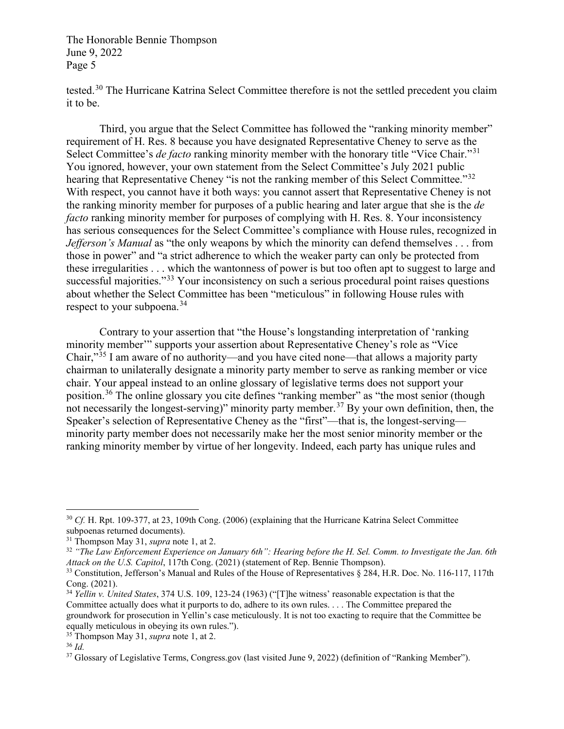tested.[30] The Hurricane Katrina Select Committee therefore is not the settled precedent you claim it to be.

Third, you argue that the Select Committee has followed the "ranking minority member" requirement of H. Res. 8 because you have designated Representative Cheney to serve as the Select Committee's *de facto* ranking minority member with the honorary title "Vice Chair."[31] You ignored, however, your own statement from the Select Committee's July 2021 public hearing that Representative Cheney "is not the ranking member of this Select Committee."[32] With respect, you cannot have it both ways: you cannot assert that Representative Cheney is not the ranking minority member for purposes of a public hearing and later argue that she is the *de facto* ranking minority member for purposes of complying with H. Res. 8. Your inconsistency has serious consequences for the Select Committee's compliance with House rules, recognized in *Jefferson's Manual* as "the only weapons by which the minority can defend themselves . . . from those in power" and "a strict adherence to which the weaker party can only be protected from these irregularities . . . which the wantonness of power is but too often apt to suggest to large and successful majorities."[33] Your inconsistency on such a serious procedural point raises questions about whether the Select Committee has been "meticulous" in following House rules with respect to your subpoena.[34]

Contrary to your assertion that "the House's longstanding interpretation of 'ranking minority member'" supports your assertion about Representative Cheney's role as "Vice Chair,"[35] I am aware of no authority—and you have cited none—that allows a majority party chairman to unilaterally designate a minority party member to serve as ranking member or vice chair. Your appeal instead to an online glossary of legislative terms does not support your position.[36] The online glossary you cite defines "ranking member" as "the most senior (though not necessarily the longest-serving)" minority party member.[37] By your own definition, then, the Speaker's selection of Representative Cheney as the "first"—that is, the longest-serving—minority party member does not necessarily make her the most senior minority member or the ranking minority member by virtue of her longevity. Indeed, each party has unique rules and

---

[30] *Cf.* H. Rpt. 109-377, at 23, 109th Cong. (2006) (explaining that the Hurricane Katrina Select Committee subpoenas returned documents).

[31] Thompson May 31, *supra* note 1, at 2.

[32] *"The Law Enforcement Experience on January 6th": Hearing before the H. Sel. Comm. to Investigate the Jan. 6th Attack on the U.S. Capitol*, 117th Cong. (2021) (statement of Rep. Bennie Thompson).

[33] Constitution, Jefferson's Manual and Rules of the House of Representatives § 284, H.R. Doc. No. 116-117, 117th Cong. (2021).

[34] *Yellin v. United States*, 374 U.S. 109, 123-24 (1963) ("[T]he witness' reasonable expectation is that the Committee actually does what it purports to do, adhere to its own rules. . . . The Committee prepared the groundwork for prosecution in Yellin's case meticulously. It is not too exacting to require that the Committee be equally meticulous in obeying its own rules.").

[35] Thompson May 31, *supra* note 1, at 2.

[36] *Id.*

[37] Glossary of Legislative Terms, Congress.gov (last visited June 9, 2022) (definition of "Ranking Member").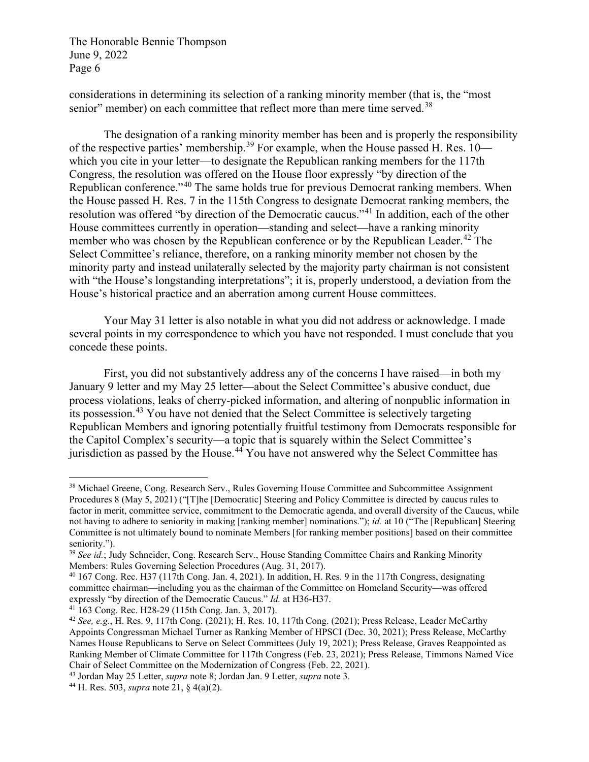considerations in determining its selection of a ranking minority member (that is, the "most senior" member) on each committee that reflect more than mere time served.[38]

The designation of a ranking minority member has been and is properly the responsibility of the respective parties' membership.[39] For example, when the House passed H. Res. 10—which you cite in your letter—to designate the Republican ranking members for the 117th Congress, the resolution was offered on the House floor expressly "by direction of the Republican conference."[40] The same holds true for previous Democrat ranking members. When the House passed H. Res. 7 in the 115th Congress to designate Democrat ranking members, the resolution was offered "by direction of the Democratic caucus."[41] In addition, each of the other House committees currently in operation—standing and select—have a ranking minority member who was chosen by the Republican conference or by the Republican Leader.[42] The Select Committee's reliance, therefore, on a ranking minority member not chosen by the minority party and instead unilaterally selected by the majority party chairman is not consistent with "the House's longstanding interpretations"; it is, properly understood, a deviation from the House's historical practice and an aberration among current House committees.

Your May 31 letter is also notable in what you did not address or acknowledge. I made several points in my correspondence to which you have not responded. I must conclude that you concede these points.

First, you did not substantively address any of the concerns I have raised—in both my January 9 letter and my May 25 letter—about the Select Committee's abusive conduct, due process violations, leaks of cherry-picked information, and altering of nonpublic information in its possession.[43] You have not denied that the Select Committee is selectively targeting Republican Members and ignoring potentially fruitful testimony from Democrats responsible for the Capitol Complex's security—a topic that is squarely within the Select Committee's jurisdiction as passed by the House.[44] You have not answered why the Select Committee has

---

[38] Michael Greene, Cong. Research Serv., Rules Governing House Committee and Subcommittee Assignment Procedures 8 (May 5, 2021) ("[T]he [Democratic] Steering and Policy Committee is directed by caucus rules to factor in merit, committee service, commitment to the Democratic agenda, and overall diversity of the Caucus, while not having to adhere to seniority in making [ranking member] nominations."); *id.* at 10 ("The [Republican] Steering Committee is not ultimately bound to nominate Members [for ranking member positions] based on their committee seniority.").

[39] *See id.*; Judy Schneider, Cong. Research Serv., House Standing Committee Chairs and Ranking Minority Members: Rules Governing Selection Procedures (Aug. 31, 2017).

[40] 167 Cong. Rec. H37 (117th Cong. Jan. 4, 2021). In addition, H. Res. 9 in the 117th Congress, designating committee chairman—including you as the chairman of the Committee on Homeland Security—was offered expressly "by direction of the Democratic Caucus." *Id.* at H36-H37.

[41] 163 Cong. Rec. H28-29 (115th Cong. Jan. 3, 2017).

[42] *See, e.g.*, H. Res. 9, 117th Cong. (2021); H. Res. 10, 117th Cong. (2021); Press Release, Leader McCarthy Appoints Congressman Michael Turner as Ranking Member of HPSCI (Dec. 30, 2021); Press Release, McCarthy Names House Republicans to Serve on Select Committees (July 19, 2021); Press Release, Graves Reappointed as Ranking Member of Climate Committee for 117th Congress (Feb. 23, 2021); Press Release, Timmons Named Vice Chair of Select Committee on the Modernization of Congress (Feb. 22, 2021).

[43] Jordan May 25 Letter, *supra* note 8; Jordan Jan. 9 Letter, *supra* note 3.

[44] H. Res. 503, *supra* note 21, § 4(a)(2).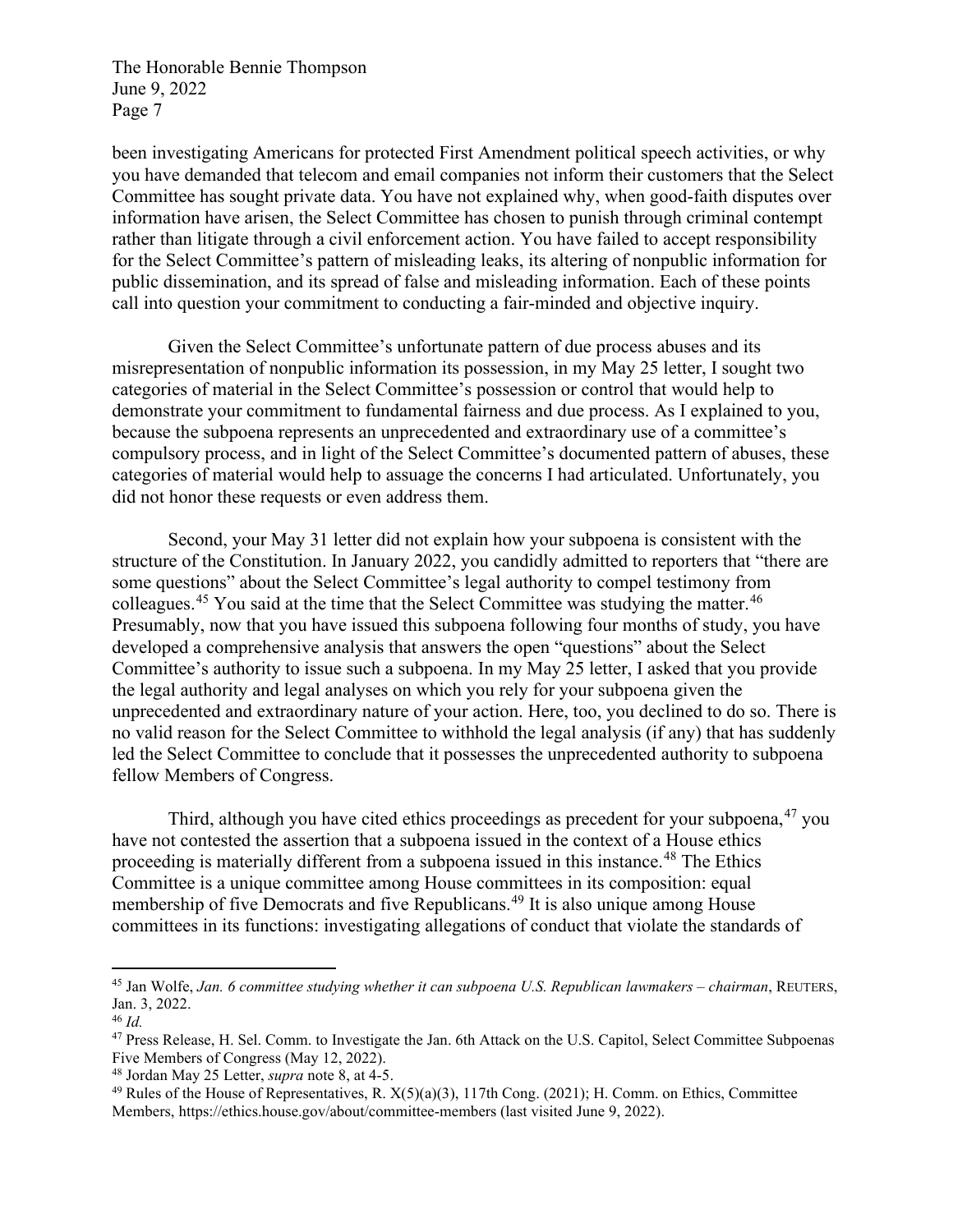been investigating Americans for protected First Amendment political speech activities, or why you have demanded that telecom and email companies not inform their customers that the Select Committee has sought private data. You have not explained why, when good-faith disputes over information have arisen, the Select Committee has chosen to punish through criminal contempt rather than litigate through a civil enforcement action. You have failed to accept responsibility for the Select Committee's pattern of misleading leaks, its altering of nonpublic information for public dissemination, and its spread of false and misleading information. Each of these points call into question your commitment to conducting a fair-minded and objective inquiry.

Given the Select Committee's unfortunate pattern of due process abuses and its misrepresentation of nonpublic information its possession, in my May 25 letter, I sought two categories of material in the Select Committee's possession or control that would help to demonstrate your commitment to fundamental fairness and due process. As I explained to you, because the subpoena represents an unprecedented and extraordinary use of a committee's compulsory process, and in light of the Select Committee's documented pattern of abuses, these categories of material would help to assuage the concerns I had articulated. Unfortunately, you did not honor these requests or even address them.

Second, your May 31 letter did not explain how your subpoena is consistent with the structure of the Constitution. In January 2022, you candidly admitted to reporters that "there are some questions" about the Select Committee's legal authority to compel testimony from colleagues.[45] You said at the time that the Select Committee was studying the matter.[46] Presumably, now that you have issued this subpoena following four months of study, you have developed a comprehensive analysis that answers the open "questions" about the Select Committee's authority to issue such a subpoena. In my May 25 letter, I asked that you provide the legal authority and legal analyses on which you rely for your subpoena given the unprecedented and extraordinary nature of your action. Here, too, you declined to do so. There is no valid reason for the Select Committee to withhold the legal analysis (if any) that has suddenly led the Select Committee to conclude that it possesses the unprecedented authority to subpoena fellow Members of Congress.

Third, although you have cited ethics proceedings as precedent for your subpoena,[47] you have not contested the assertion that a subpoena issued in the context of a House ethics proceeding is materially different from a subpoena issued in this instance.[48] The Ethics Committee is a unique committee among House committees in its composition: equal membership of five Democrats and five Republicans.[49] It is also unique among House committees in its functions: investigating allegations of conduct that violate the standards of

---

[45] Jan Wolfe, *Jan. 6 committee studying whether it can subpoena U.S. Republican lawmakers – chairman*, REUTERS, Jan. 3, 2022.

[46] *Id.*

[47] Press Release, H. Sel. Comm. to Investigate the Jan. 6th Attack on the U.S. Capitol, Select Committee Subpoenas Five Members of Congress (May 12, 2022).

[48] Jordan May 25 Letter, *supra* note 8, at 4-5.

[49] Rules of the House of Representatives, R. X(5)(a)(3), 117th Cong. (2021); H. Comm. on Ethics, Committee Members, https://ethics.house.gov/about/committee-members (last visited June 9, 2022).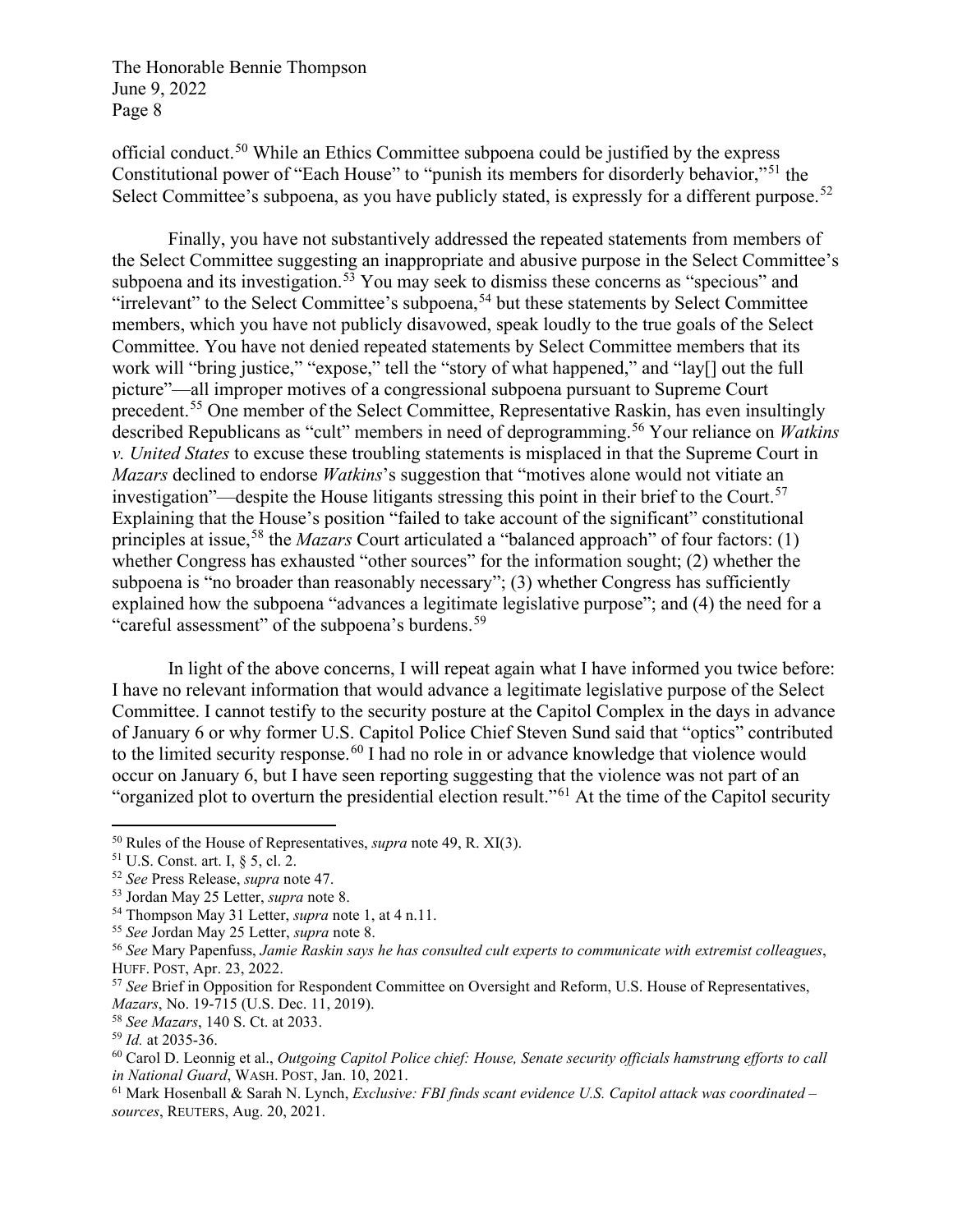official conduct.[50] While an Ethics Committee subpoena could be justified by the express Constitutional power of "Each House" to "punish its members for disorderly behavior,"[51] the Select Committee's subpoena, as you have publicly stated, is expressly for a different purpose.[52]

Finally, you have not substantively addressed the repeated statements from members of the Select Committee suggesting an inappropriate and abusive purpose in the Select Committee's subpoena and its investigation.[53] You may seek to dismiss these concerns as "specious" and "irrelevant" to the Select Committee's subpoena,[54] but these statements by Select Committee members, which you have not publicly disavowed, speak loudly to the true goals of the Select Committee. You have not denied repeated statements by Select Committee members that its work will "bring justice," "expose," tell the "story of what happened," and "lay[] out the full picture"—all improper motives of a congressional subpoena pursuant to Supreme Court precedent.[55] One member of the Select Committee, Representative Raskin, has even insultingly described Republicans as "cult" members in need of deprogramming.[56] Your reliance on *Watkins v. United States* to excuse these troubling statements is misplaced in that the Supreme Court in *Mazars* declined to endorse *Watkins*'s suggestion that "motives alone would not vitiate an investigation"—despite the House litigants stressing this point in their brief to the Court.[57] Explaining that the House's position "failed to take account of the significant" constitutional principles at issue,[58] the *Mazars* Court articulated a "balanced approach" of four factors: (1) whether Congress has exhausted "other sources" for the information sought; (2) whether the subpoena is "no broader than reasonably necessary"; (3) whether Congress has sufficiently explained how the subpoena "advances a legitimate legislative purpose"; and (4) the need for a "careful assessment" of the subpoena's burdens.[59]

In light of the above concerns, I will repeat again what I have informed you twice before: I have no relevant information that would advance a legitimate legislative purpose of the Select Committee. I cannot testify to the security posture at the Capitol Complex in the days in advance of January 6 or why former U.S. Capitol Police Chief Steven Sund said that "optics" contributed to the limited security response.[60] I had no role in or advance knowledge that violence would occur on January 6, but I have seen reporting suggesting that the violence was not part of an "organized plot to overturn the presidential election result."[61] At the time of the Capitol security

---

[50] Rules of the House of Representatives, *supra* note 49, R. XI(3).

[51] U.S. Const. art. I, § 5, cl. 2.

[52] *See* Press Release, *supra* note 47.

[53] Jordan May 25 Letter, *supra* note 8.

[54] Thompson May 31 Letter, *supra* note 1, at 4 n.11.

[55] *See* Jordan May 25 Letter, *supra* note 8.

[56] *See* Mary Papenfuss, *Jamie Raskin says he has consulted cult experts to communicate with extremist colleagues*, HUFF. POST, Apr. 23, 2022.

[57] *See* Brief in Opposition for Respondent Committee on Oversight and Reform, U.S. House of Representatives, *Mazars*, No. 19-715 (U.S. Dec. 11, 2019).

[58] *See Mazars*, 140 S. Ct. at 2033.

[59] *Id.* at 2035-36.

[60] Carol D. Leonnig et al., *Outgoing Capitol Police chief: House, Senate security officials hamstrung efforts to call in National Guard*, WASH. POST, Jan. 10, 2021.

[61] Mark Hosenball & Sarah N. Lynch, *Exclusive: FBI finds scant evidence U.S. Capitol attack was coordinated – sources*, REUTERS, Aug. 20, 2021.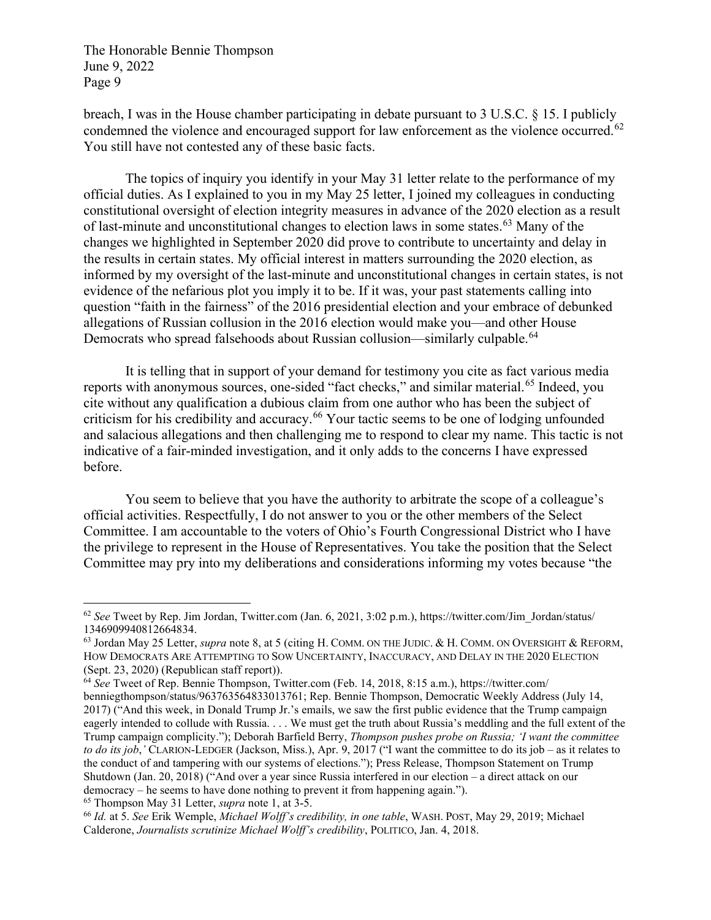breach, I was in the House chamber participating in debate pursuant to 3 U.S.C. § 15. I publicly condemned the violence and encouraged support for law enforcement as the violence occurred.[62] You still have not contested any of these basic facts.

The topics of inquiry you identify in your May 31 letter relate to the performance of my official duties. As I explained to you in my May 25 letter, I joined my colleagues in conducting constitutional oversight of election integrity measures in advance of the 2020 election as a result of last-minute and unconstitutional changes to election laws in some states.[63] Many of the changes we highlighted in September 2020 did prove to contribute to uncertainty and delay in the results in certain states. My official interest in matters surrounding the 2020 election, as informed by my oversight of the last-minute and unconstitutional changes in certain states, is not evidence of the nefarious plot you imply it to be. If it was, your past statements calling into question "faith in the fairness" of the 2016 presidential election and your embrace of debunked allegations of Russian collusion in the 2016 election would make you—and other House Democrats who spread falsehoods about Russian collusion—similarly culpable.[64]

It is telling that in support of your demand for testimony you cite as fact various media reports with anonymous sources, one-sided "fact checks," and similar material.[65] Indeed, you cite without any qualification a dubious claim from one author who has been the subject of criticism for his credibility and accuracy.[66] Your tactic seems to be one of lodging unfounded and salacious allegations and then challenging me to respond to clear my name. This tactic is not indicative of a fair-minded investigation, and it only adds to the concerns I have expressed before.

You seem to believe that you have the authority to arbitrate the scope of a colleague's official activities. Respectfully, I do not answer to you or the other members of the Select Committee. I am accountable to the voters of Ohio's Fourth Congressional District who I have the privilege to represent in the House of Representatives. You take the position that the Select Committee may pry into my deliberations and considerations informing my votes because "the

---

[62] *See* Tweet by Rep. Jim Jordan, Twitter.com (Jan. 6, 2021, 3:02 p.m.), https://twitter.com/Jim_Jordan/status/1346909940812664834.

[63] Jordan May 25 Letter, *supra* note 8, at 5 (citing H. COMM. ON THE JUDIC. & H. COMM. ON OVERSIGHT & REFORM, HOW DEMOCRATS ARE ATTEMPTING TO SOW UNCERTAINTY, INACCURACY, AND DELAY IN THE 2020 ELECTION (Sept. 23, 2020) (Republican staff report)).

[64] *See* Tweet of Rep. Bennie Thompson, Twitter.com (Feb. 14, 2018, 8:15 a.m.), https://twitter.com/benniegthompson/status/963763564833013761; Rep. Bennie Thompson, Democratic Weekly Address (July 14, 2017) ("And this week, in Donald Trump Jr.'s emails, we saw the first public evidence that the Trump campaign eagerly intended to collude with Russia. . . . We must get the truth about Russia's meddling and the full extent of the Trump campaign complicity."); Deborah Barfield Berry, *Thompson pushes probe on Russia; 'I want the committee to do its job*,*'* CLARION-LEDGER (Jackson, Miss.), Apr. 9, 2017 ("I want the committee to do its job – as it relates to the conduct of and tampering with our systems of elections."); Press Release, Thompson Statement on Trump Shutdown (Jan. 20, 2018) ("And over a year since Russia interfered in our election – a direct attack on our democracy – he seems to have done nothing to prevent it from happening again.").

[65] Thompson May 31 Letter, *supra* note 1, at 3-5.

[66] *Id.* at 5. *See* Erik Wemple, *Michael Wolff's credibility, in one table*, WASH. POST, May 29, 2019; Michael Calderone, *Journalists scrutinize Michael Wolff's credibility*, POLITICO, Jan. 4, 2018.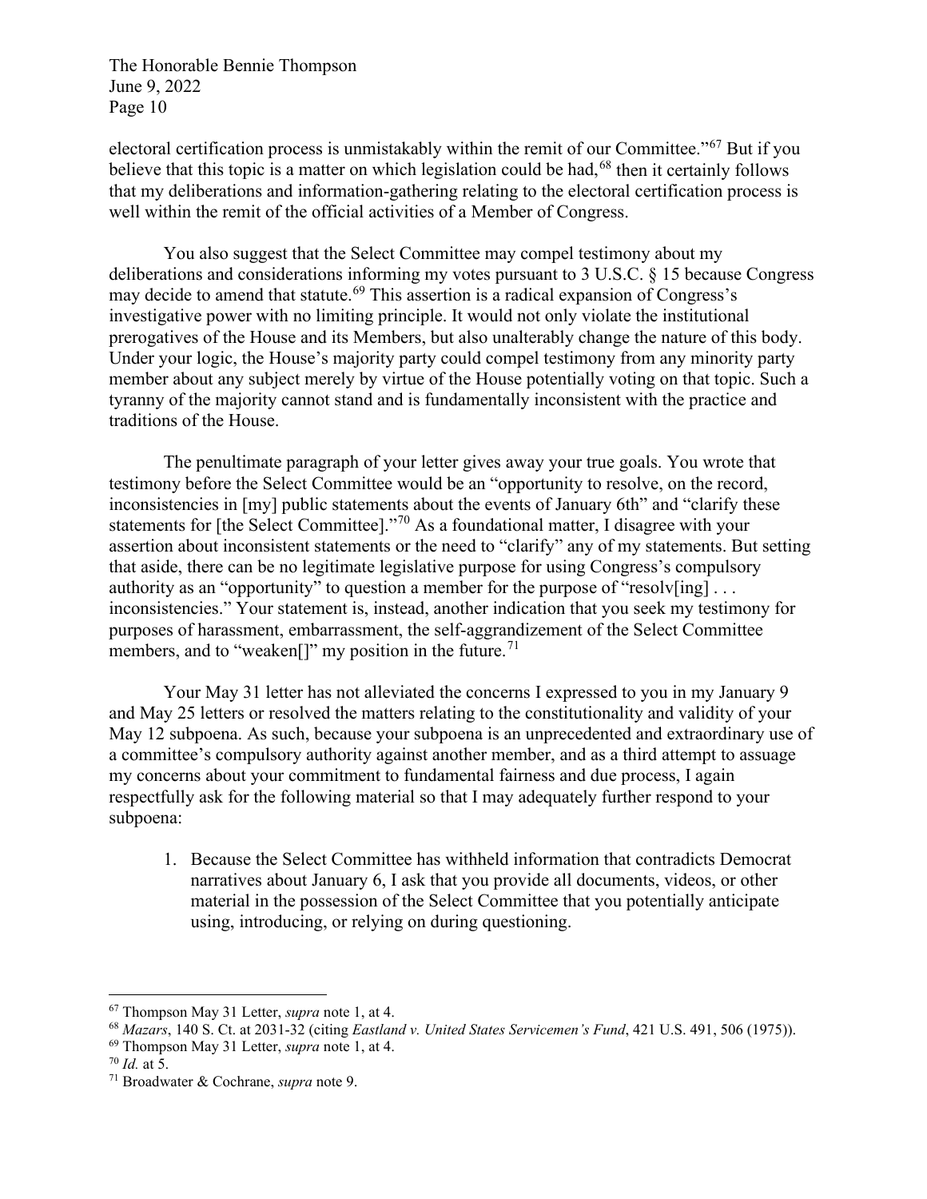electoral certification process is unmistakably within the remit of our Committee."[67] But if you believe that this topic is a matter on which legislation could be had,[68] then it certainly follows that my deliberations and information-gathering relating to the electoral certification process is well within the remit of the official activities of a Member of Congress.

You also suggest that the Select Committee may compel testimony about my deliberations and considerations informing my votes pursuant to 3 U.S.C. § 15 because Congress may decide to amend that statute.[69] This assertion is a radical expansion of Congress's investigative power with no limiting principle. It would not only violate the institutional prerogatives of the House and its Members, but also unalterably change the nature of this body. Under your logic, the House's majority party could compel testimony from any minority party member about any subject merely by virtue of the House potentially voting on that topic. Such a tyranny of the majority cannot stand and is fundamentally inconsistent with the practice and traditions of the House.

The penultimate paragraph of your letter gives away your true goals. You wrote that testimony before the Select Committee would be an "opportunity to resolve, on the record, inconsistencies in [my] public statements about the events of January 6th" and "clarify these statements for [the Select Committee]."[70] As a foundational matter, I disagree with your assertion about inconsistent statements or the need to "clarify" any of my statements. But setting that aside, there can be no legitimate legislative purpose for using Congress's compulsory authority as an "opportunity" to question a member for the purpose of "resolv[ing] . . . inconsistencies." Your statement is, instead, another indication that you seek my testimony for purposes of harassment, embarrassment, the self-aggrandizement of the Select Committee members, and to "weaken[]" my position in the future.[71]

Your May 31 letter has not alleviated the concerns I expressed to you in my January 9 and May 25 letters or resolved the matters relating to the constitutionality and validity of your May 12 subpoena. As such, because your subpoena is an unprecedented and extraordinary use of a committee's compulsory authority against another member, and as a third attempt to assuage my concerns about your commitment to fundamental fairness and due process, I again respectfully ask for the following material so that I may adequately further respond to your subpoena:

1. Because the Select Committee has withheld information that contradicts Democrat narratives about January 6, I ask that you provide all documents, videos, or other material in the possession of the Select Committee that you potentially anticipate using, introducing, or relying on during questioning.

---

[67] Thompson May 31 Letter, *supra* note 1, at 4.

[68] *Mazars*, 140 S. Ct. at 2031-32 (citing *Eastland v. United States Servicemen's Fund*, 421 U.S. 491, 506 (1975)).

[69] Thompson May 31 Letter, *supra* note 1, at 4.

[70] *Id.* at 5.

[71] Broadwater & Cochrane, *supra* note 9.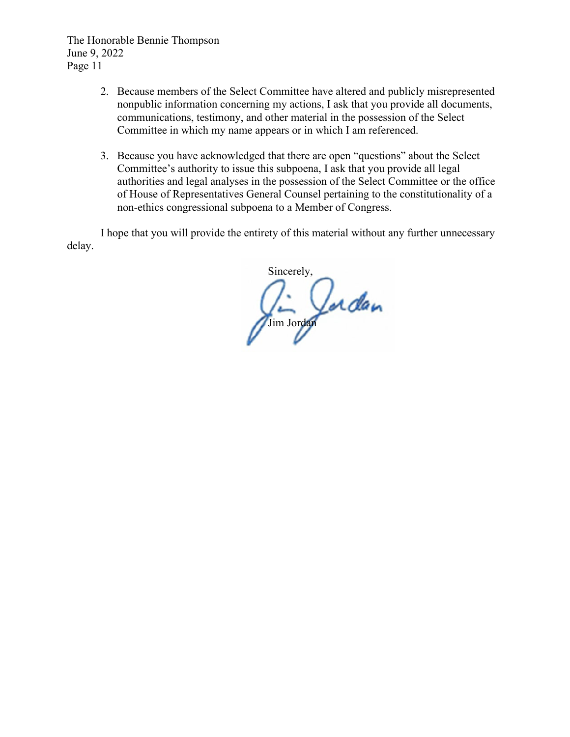2. Because members of the Select Committee have altered and publicly misrepresented nonpublic information concerning my actions, I ask that you provide all documents, communications, testimony, and other material in the possession of the Select Committee in which my name appears or in which I am referenced.

3. Because you have acknowledged that there are open "questions" about the Select Committee's authority to issue this subpoena, I ask that you provide all legal authorities and legal analyses in the possession of the Select Committee or the office of House of Representatives General Counsel pertaining to the constitutionality of a non-ethics congressional subpoena to a Member of Congress.

I hope that you will provide the entirety of this material without any further unnecessary delay.

Sincerely,

Jim Jordan